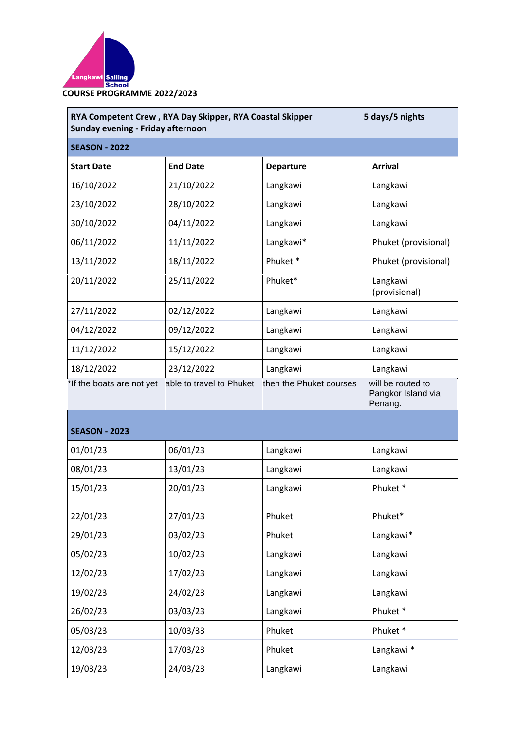Langkawi Sailing School

**COURSE PROGRAMME 2022/2023**

| **RYA Competent Crew , RYA Day Skipper, RYA Coastal Skipper Sunday evening - Friday afternoon** | | | **5 days/5 nights** |
|---|---|---|---|
| **SEASON - 2022** | | | |
| **Start Date** | **End Date** | **Departure** | **Arrival** |
| 16/10/2022 | 21/10/2022 | Langkawi | Langkawi |
| 23/10/2022 | 28/10/2022 | Langkawi | Langkawi |
| 30/10/2022 | 04/11/2022 | Langkawi | Langkawi |
| 06/11/2022 | 11/11/2022 | Langkawi* | Phuket (provisional) |
| 13/11/2022 | 18/11/2022 | Phuket * | Phuket (provisional) |
| 20/11/2022 | 25/11/2022 | Phuket* | Langkawi (provisional) |
| 27/11/2022 | 02/12/2022 | Langkawi | Langkawi |
| 04/12/2022 | 09/12/2022 | Langkawi | Langkawi |
| 11/12/2022 | 15/12/2022 | Langkawi | Langkawi |
| 18/12/2022 | 23/12/2022 | Langkawi | Langkawi |
| *If the boats are not yet able to travel to Phuket then the Phuket courses will be routed to Pangkor Island via Penang. | | | |
| **SEASON - 2023** | | | |
| 01/01/23 | 06/01/23 | Langkawi | Langkawi |
| 08/01/23 | 13/01/23 | Langkawi | Langkawi |
| 15/01/23 | 20/01/23 | Langkawi | Phuket * |
| 22/01/23 | 27/01/23 | Phuket | Phuket* |
| 29/01/23 | 03/02/23 | Phuket | Langkawi* |
| 05/02/23 | 10/02/23 | Langkawi | Langkawi |
| 12/02/23 | 17/02/23 | Langkawi | Langkawi |
| 19/02/23 | 24/02/23 | Langkawi | Langkawi |
| 26/02/23 | 03/03/23 | Langkawi | Phuket * |
| 05/03/23 | 10/03/33 | Phuket | Phuket * |
| 12/03/23 | 17/03/23 | Phuket | Langkawi * |
| 19/03/23 | 24/03/23 | Langkawi | Langkawi |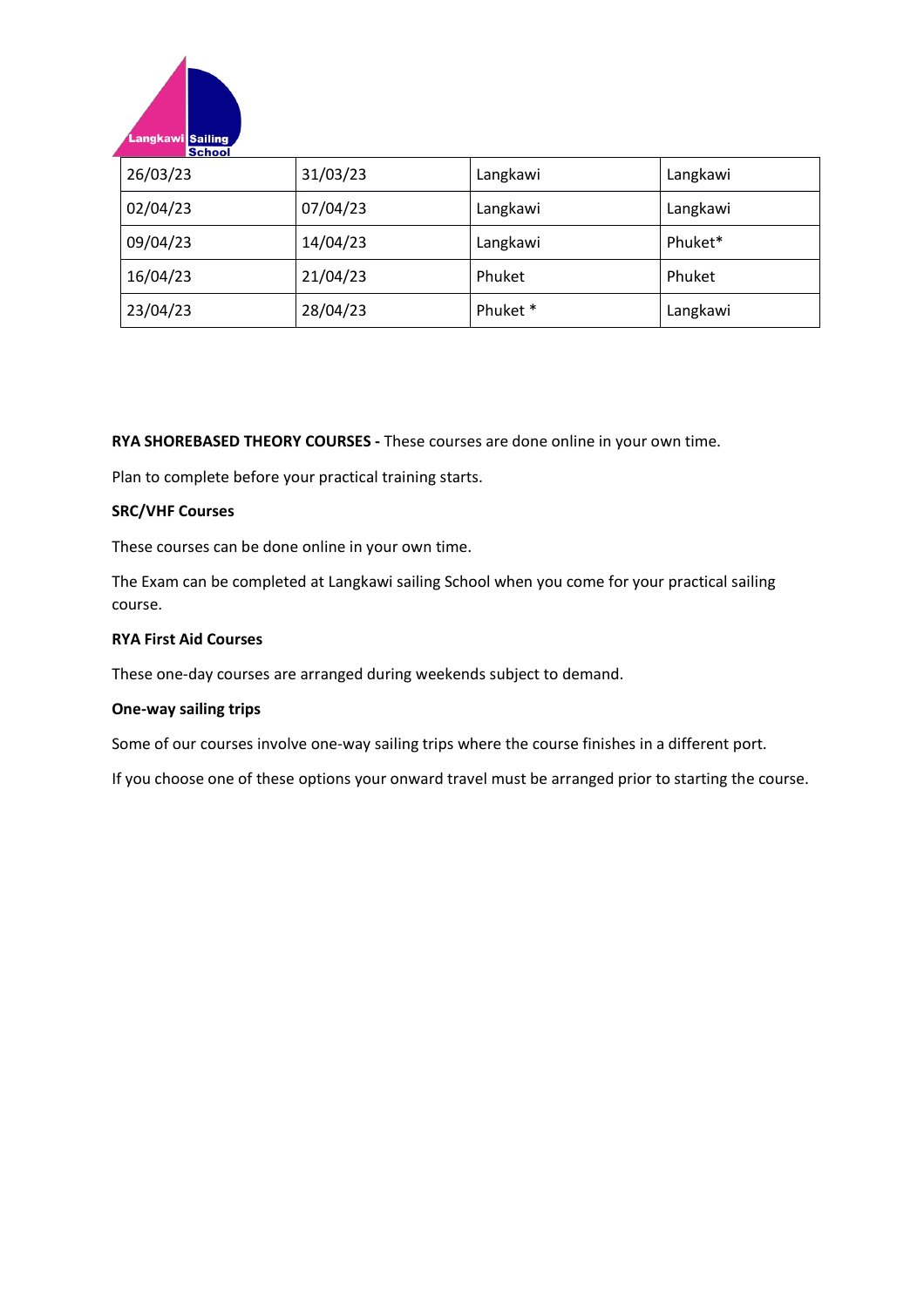| | | | |
|---|---|---|---|
| 26/03/23 | 31/03/23 | Langkawi | Langkawi |
| 02/04/23 | 07/04/23 | Langkawi | Langkawi |
| 09/04/23 | 14/04/23 | Langkawi | Phuket* |
| 16/04/23 | 21/04/23 | Phuket | Phuket |
| 23/04/23 | 28/04/23 | Phuket * | Langkawi |

**RYA SHOREBASED THEORY COURSES -** These courses are done online in your own time.

Plan to complete before your practical training starts.

**SRC/VHF Courses**

These courses can be done online in your own time.

The Exam can be completed at Langkawi sailing School when you come for your practical sailing course.

**RYA First Aid Courses**

These one-day courses are arranged during weekends subject to demand.

**One-way sailing trips**

Some of our courses involve one-way sailing trips where the course finishes in a different port.

If you choose one of these options your onward travel must be arranged prior to starting the course.